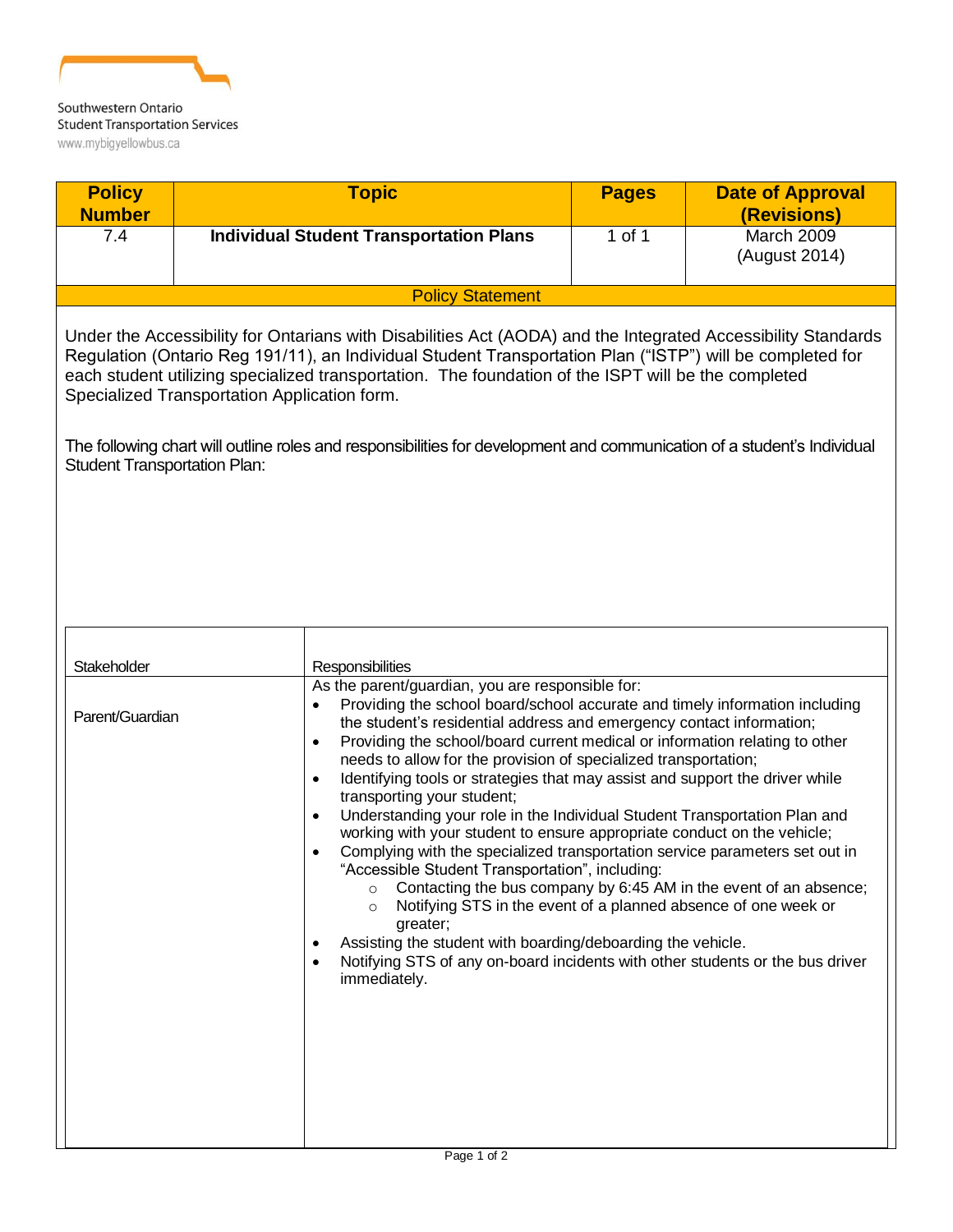Southwestern Ontario
Student Transportation Services
www.mybigyellowbus.ca

| Policy Number | Topic | Pages | Date of Approval (Revisions) |
|---|---|---|---|
| 7.4 | **Individual Student Transportation Plans** | 1 of 1 | March 2009 (August 2014) |

## Policy Statement

Under the Accessibility for Ontarians with Disabilities Act (AODA) and the Integrated Accessibility Standards Regulation (Ontario Reg 191/11), an Individual Student Transportation Plan ("ISTP") will be completed for each student utilizing specialized transportation. The foundation of the ISPT will be the completed Specialized Transportation Application form.

The following chart will outline roles and responsibilities for development and communication of a student's Individual Student Transportation Plan:

| Stakeholder | Responsibilities |
|---|---|
| Parent/Guardian | As the parent/guardian, you are responsible for:<br>• Providing the school board/school accurate and timely information including the student's residential address and emergency contact information;<br>• Providing the school/board current medical or information relating to other needs to allow for the provision of specialized transportation;<br>• Identifying tools or strategies that may assist and support the driver while transporting your student;<br>• Understanding your role in the Individual Student Transportation Plan and working with your student to ensure appropriate conduct on the vehicle;<br>• Complying with the specialized transportation service parameters set out in "Accessible Student Transportation", including:<br>&nbsp;&nbsp;&nbsp;&nbsp;○ Contacting the bus company by 6:45 AM in the event of an absence;<br>&nbsp;&nbsp;&nbsp;&nbsp;○ Notifying STS in the event of a planned absence of one week or greater;<br>• Assisting the student with boarding/deboarding the vehicle.<br>• Notifying STS of any on-board incidents with other students or the bus driver immediately. |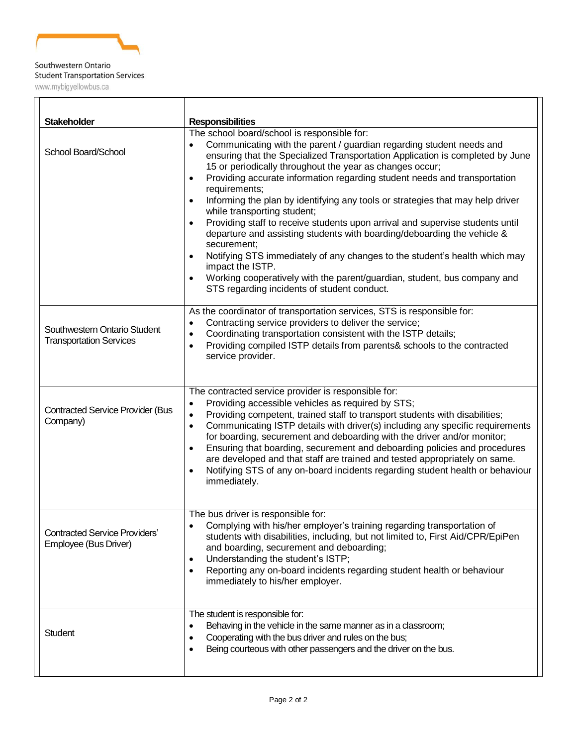Southwestern Ontario
Student Transportation Services
www.mybigyellowbus.ca

| Stakeholder | Responsibilities |
|---|---|
| School Board/School | The school board/school is responsible for:<br>• Communicating with the parent / guardian regarding student needs and ensuring that the Specialized Transportation Application is completed by June 15 or periodically throughout the year as changes occur;<br>• Providing accurate information regarding student needs and transportation requirements;<br>• Informing the plan by identifying any tools or strategies that may help driver while transporting student;<br>• Providing staff to receive students upon arrival and supervise students until departure and assisting students with boarding/deboarding the vehicle & securement;<br>• Notifying STS immediately of any changes to the student's health which may impact the ISTP.<br>• Working cooperatively with the parent/guardian, student, bus company and STS regarding incidents of student conduct. |
| Southwestern Ontario Student Transportation Services | As the coordinator of transportation services, STS is responsible for:<br>• Contracting service providers to deliver the service;<br>• Coordinating transportation consistent with the ISTP details;<br>• Providing compiled ISTP details from parents& schools to the contracted service provider. |
| Contracted Service Provider (Bus Company) | The contracted service provider is responsible for:<br>• Providing accessible vehicles as required by STS;<br>• Providing competent, trained staff to transport students with disabilities;<br>• Communicating ISTP details with driver(s) including any specific requirements for boarding, securement and deboarding with the driver and/or monitor;<br>• Ensuring that boarding, securement and deboarding policies and procedures are developed and that staff are trained and tested appropriately on same.<br>• Notifying STS of any on-board incidents regarding student health or behaviour immediately. |
| Contracted Service Providers' Employee (Bus Driver) | The bus driver is responsible for:<br>• Complying with his/her employer's training regarding transportation of students with disabilities, including, but not limited to, First Aid/CPR/EpiPen and boarding, securement and deboarding;<br>• Understanding the student's ISTP;<br>• Reporting any on-board incidents regarding student health or behaviour immediately to his/her employer. |
| Student | The student is responsible for:<br>• Behaving in the vehicle in the same manner as in a classroom;<br>• Cooperating with the bus driver and rules on the bus;<br>• Being courteous with other passengers and the driver on the bus. |